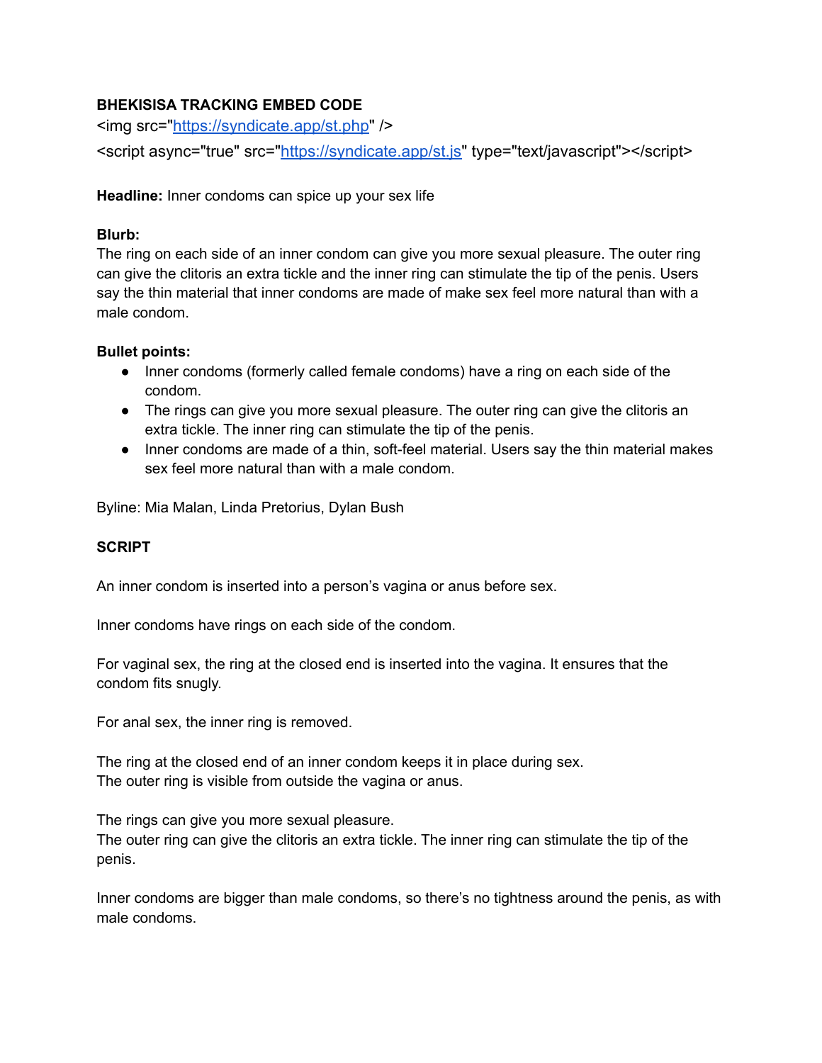**BHEKISISA TRACKING EMBED CODE**

```
<img src="https://syndicate.app/st.php" />
<script async="true" src="https://syndicate.app/st.js" type="text/javascript"></script>
```

**Headline:** Inner condoms can spice up your sex life

**Blurb:**
The ring on each side of an inner condom can give you more sexual pleasure. The outer ring can give the clitoris an extra tickle and the inner ring can stimulate the tip of the penis. Users say the thin material that inner condoms are made of make sex feel more natural than with a male condom.

**Bullet points:**

- Inner condoms (formerly called female condoms) have a ring on each side of the condom.
- The rings can give you more sexual pleasure. The outer ring can give the clitoris an extra tickle. The inner ring can stimulate the tip of the penis.
- Inner condoms are made of a thin, soft-feel material. Users say the thin material makes sex feel more natural than with a male condom.

Byline: Mia Malan, Linda Pretorius, Dylan Bush

**SCRIPT**

An inner condom is inserted into a person's vagina or anus before sex.

Inner condoms have rings on each side of the condom.

For vaginal sex, the ring at the closed end is inserted into the vagina. It ensures that the condom fits snugly.

For anal sex, the inner ring is removed.

The ring at the closed end of an inner condom keeps it in place during sex.
The outer ring is visible from outside the vagina or anus.

The rings can give you more sexual pleasure.
The outer ring can give the clitoris an extra tickle. The inner ring can stimulate the tip of the penis.

Inner condoms are bigger than male condoms, so there's no tightness around the penis, as with male condoms.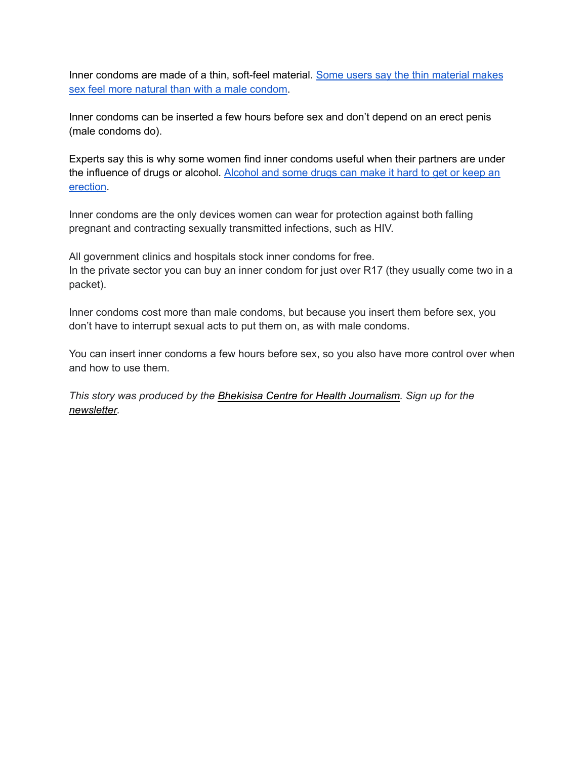Inner condoms are made of a thin, soft-feel material. [Some users say the thin material makes sex feel more natural than with a male condom].

Inner condoms can be inserted a few hours before sex and don't depend on an erect penis (male condoms do).

Experts say this is why some women find inner condoms useful when their partners are under the influence of drugs or alcohol. [Alcohol and some drugs can make it hard to get or keep an erection].

Inner condoms are the only devices women can wear for protection against both falling pregnant and contracting sexually transmitted infections, such as HIV.

All government clinics and hospitals stock inner condoms for free.
In the private sector you can buy an inner condom for just over R17 (they usually come two in a packet).

Inner condoms cost more than male condoms, but because you insert them before sex, you don't have to interrupt sexual acts to put them on, as with male condoms.

You can insert inner condoms a few hours before sex, so you also have more control over when and how to use them.

*This story was produced by the Bhekisisa Centre for Health Journalism. Sign up for the newsletter.*